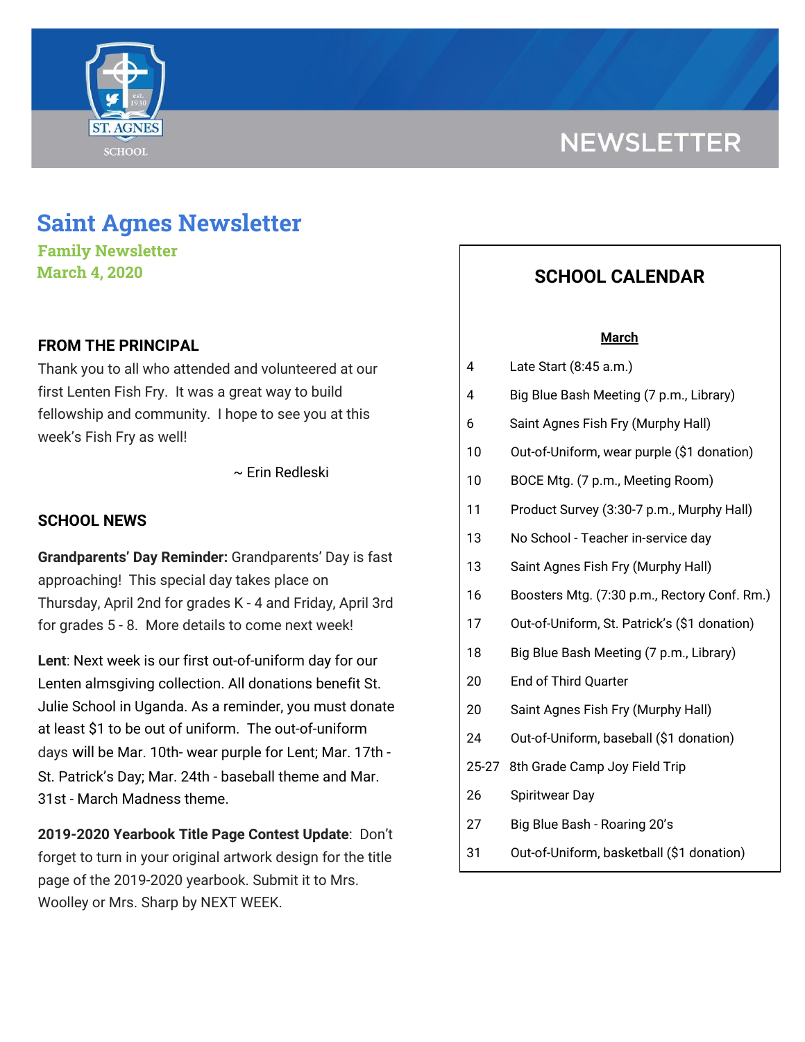NEWSLETTER

# Saint Agnes Newsletter

### Family Newsletter
### March 4, 2020

## FROM THE PRINCIPAL

Thank you to all who attended and volunteered at our first Lenten Fish Fry. It was a great way to build fellowship and community. I hope to see you at this week's Fish Fry as well!

~ Erin Redleski

## SCHOOL NEWS

**Grandparents' Day Reminder:** Grandparents' Day is fast approaching! This special day takes place on Thursday, April 2nd for grades K - 4 and Friday, April 3rd for grades 5 - 8. More details to come next week!

**Lent**: Next week is our first out-of-uniform day for our Lenten almsgiving collection. All donations benefit St. Julie School in Uganda. As a reminder, you must donate at least $1 to be out of uniform. The out-of-uniform days will be Mar. 10th- wear purple for Lent; Mar. 17th - St. Patrick's Day; Mar. 24th - baseball theme and Mar. 31st - March Madness theme.

**2019-2020 Yearbook Title Page Contest Update**: Don't forget to turn in your original artwork design for the title page of the 2019-2020 yearbook. Submit it to Mrs. Woolley or Mrs. Sharp by NEXT WEEK.

## SCHOOL CALENDAR

**March**

| Date | Event |
|---|---|
| 4 | Late Start (8:45 a.m.) |
| 4 | Big Blue Bash Meeting (7 p.m., Library) |
| 6 | Saint Agnes Fish Fry (Murphy Hall) |
| 10 | Out-of-Uniform, wear purple ($1 donation) |
| 10 | BOCE Mtg. (7 p.m., Meeting Room) |
| 11 | Product Survey (3:30-7 p.m., Murphy Hall) |
| 13 | No School - Teacher in-service day |
| 13 | Saint Agnes Fish Fry (Murphy Hall) |
| 16 | Boosters Mtg. (7:30 p.m., Rectory Conf. Rm.) |
| 17 | Out-of-Uniform, St. Patrick's ($1 donation) |
| 18 | Big Blue Bash Meeting (7 p.m., Library) |
| 20 | End of Third Quarter |
| 20 | Saint Agnes Fish Fry (Murphy Hall) |
| 24 | Out-of-Uniform, baseball ($1 donation) |
| 25-27 | 8th Grade Camp Joy Field Trip |
| 26 | Spiritwear Day |
| 27 | Big Blue Bash - Roaring 20's |
| 31 | Out-of-Uniform, basketball ($1 donation) |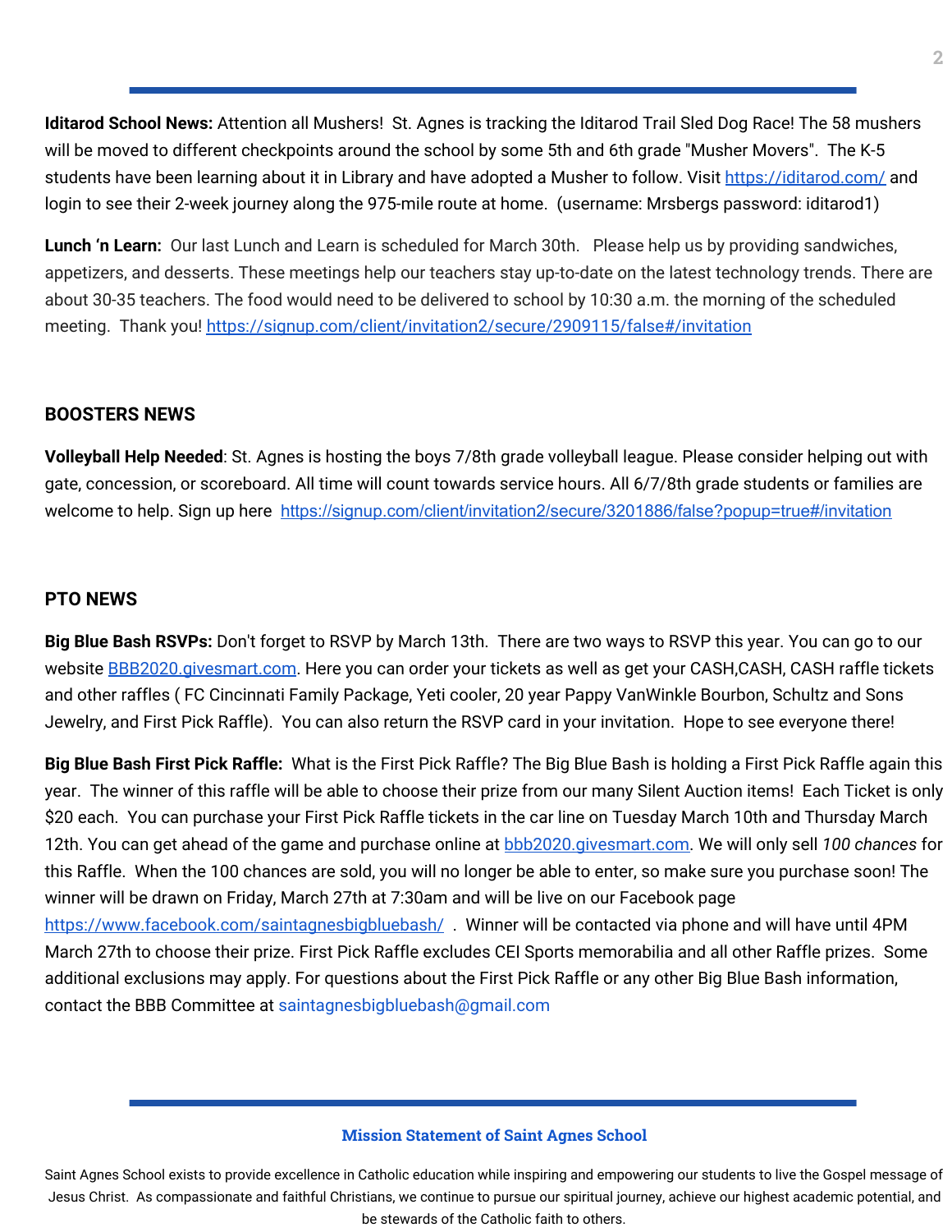**Iditarod School News:** Attention all Mushers! St. Agnes is tracking the Iditarod Trail Sled Dog Race! The 58 mushers will be moved to different checkpoints around the school by some 5th and 6th grade "Musher Movers". The K-5 students have been learning about it in Library and have adopted a Musher to follow. Visit https://iditarod.com/ and login to see their 2-week journey along the 975-mile route at home. (username: Mrsbergs password: iditarod1)

**Lunch 'n Learn:** Our last Lunch and Learn is scheduled for March 30th. Please help us by providing sandwiches, appetizers, and desserts. These meetings help our teachers stay up-to-date on the latest technology trends. There are about 30-35 teachers. The food would need to be delivered to school by 10:30 a.m. the morning of the scheduled meeting. Thank you! https://signup.com/client/invitation2/secure/2909115/false#/invitation

## BOOSTERS NEWS

**Volleyball Help Needed**: St. Agnes is hosting the boys 7/8th grade volleyball league. Please consider helping out with gate, concession, or scoreboard. All time will count towards service hours. All 6/7/8th grade students or families are welcome to help. Sign up here https://signup.com/client/invitation2/secure/3201886/false?popup=true#/invitation

## PTO NEWS

**Big Blue Bash RSVPs:** Don't forget to RSVP by March 13th. There are two ways to RSVP this year. You can go to our website BBB2020.givesmart.com. Here you can order your tickets as well as get your CASH,CASH, CASH raffle tickets and other raffles ( FC Cincinnati Family Package, Yeti cooler, 20 year Pappy VanWinkle Bourbon, Schultz and Sons Jewelry, and First Pick Raffle). You can also return the RSVP card in your invitation. Hope to see everyone there!

**Big Blue Bash First Pick Raffle:** What is the First Pick Raffle? The Big Blue Bash is holding a First Pick Raffle again this year. The winner of this raffle will be able to choose their prize from our many Silent Auction items! Each Ticket is only $20 each. You can purchase your First Pick Raffle tickets in the car line on Tuesday March 10th and Thursday March 12th. You can get ahead of the game and purchase online at bbb2020.givesmart.com. We will only sell *100 chances* for this Raffle. When the 100 chances are sold, you will no longer be able to enter, so make sure you purchase soon! The winner will be drawn on Friday, March 27th at 7:30am and will be live on our Facebook page https://www.facebook.com/saintagnesbigbluebash/ . Winner will be contacted via phone and will have until 4PM March 27th to choose their prize. First Pick Raffle excludes CEI Sports memorabilia and all other Raffle prizes. Some additional exclusions may apply. For questions about the First Pick Raffle or any other Big Blue Bash information, contact the BBB Committee at saintagnesbigbluebash@gmail.com

### Mission Statement of Saint Agnes School

Saint Agnes School exists to provide excellence in Catholic education while inspiring and empowering our students to live the Gospel message of Jesus Christ. As compassionate and faithful Christians, we continue to pursue our spiritual journey, achieve our highest academic potential, and be stewards of the Catholic faith to others.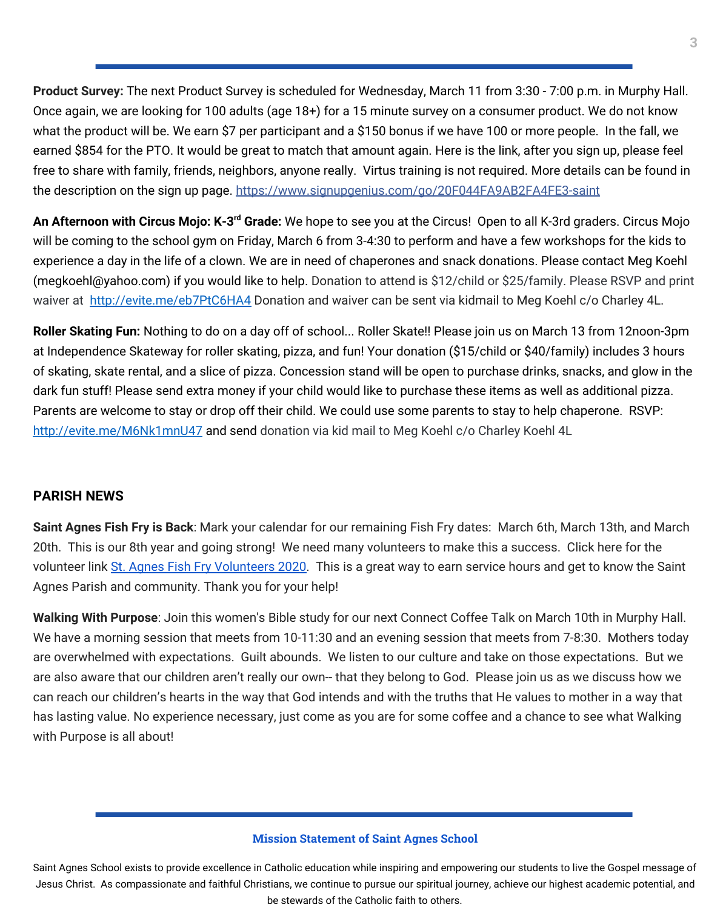**Product Survey:** The next Product Survey is scheduled for Wednesday, March 11 from 3:30 - 7:00 p.m. in Murphy Hall. Once again, we are looking for 100 adults (age 18+) for a 15 minute survey on a consumer product. We do not know what the product will be. We earn $7 per participant and a $150 bonus if we have 100 or more people. In the fall, we earned $854 for the PTO. It would be great to match that amount again. Here is the link, after you sign up, please feel free to share with family, friends, neighbors, anyone really. Virtus training is not required. More details can be found in the description on the sign up page. https://www.signupgenius.com/go/20F044FA9AB2FA4FE3-saint

**An Afternoon with Circus Mojo: K-3rd Grade:** We hope to see you at the Circus! Open to all K-3rd graders. Circus Mojo will be coming to the school gym on Friday, March 6 from 3-4:30 to perform and have a few workshops for the kids to experience a day in the life of a clown. We are in need of chaperones and snack donations. Please contact Meg Koehl (megkoehl@yahoo.com) if you would like to help. Donation to attend is $12/child or $25/family. Please RSVP and print waiver at http://evite.me/eb7PtC6HA4 Donation and waiver can be sent via kidmail to Meg Koehl c/o Charley 4L.

**Roller Skating Fun:** Nothing to do on a day off of school... Roller Skate!! Please join us on March 13 from 12noon-3pm at Independence Skateway for roller skating, pizza, and fun! Your donation ($15/child or $40/family) includes 3 hours of skating, skate rental, and a slice of pizza. Concession stand will be open to purchase drinks, snacks, and glow in the dark fun stuff! Please send extra money if your child would like to purchase these items as well as additional pizza. Parents are welcome to stay or drop off their child. We could use some parents to stay to help chaperone. RSVP: http://evite.me/M6Nk1mnU47 and send donation via kid mail to Meg Koehl c/o Charley Koehl 4L

## PARISH NEWS

**Saint Agnes Fish Fry is Back**: Mark your calendar for our remaining Fish Fry dates: March 6th, March 13th, and March 20th. This is our 8th year and going strong! We need many volunteers to make this a success. Click here for the volunteer link St. Agnes Fish Fry Volunteers 2020. This is a great way to earn service hours and get to know the Saint Agnes Parish and community. Thank you for your help!

**Walking With Purpose**: Join this women's Bible study for our next Connect Coffee Talk on March 10th in Murphy Hall. We have a morning session that meets from 10-11:30 and an evening session that meets from 7-8:30. Mothers today are overwhelmed with expectations. Guilt abounds. We listen to our culture and take on those expectations. But we are also aware that our children aren't really our own-- that they belong to God. Please join us as we discuss how we can reach our children's hearts in the way that God intends and with the truths that He values to mother in a way that has lasting value. No experience necessary, just come as you are for some coffee and a chance to see what Walking with Purpose is all about!

### Mission Statement of Saint Agnes School

Saint Agnes School exists to provide excellence in Catholic education while inspiring and empowering our students to live the Gospel message of Jesus Christ. As compassionate and faithful Christians, we continue to pursue our spiritual journey, achieve our highest academic potential, and be stewards of the Catholic faith to others.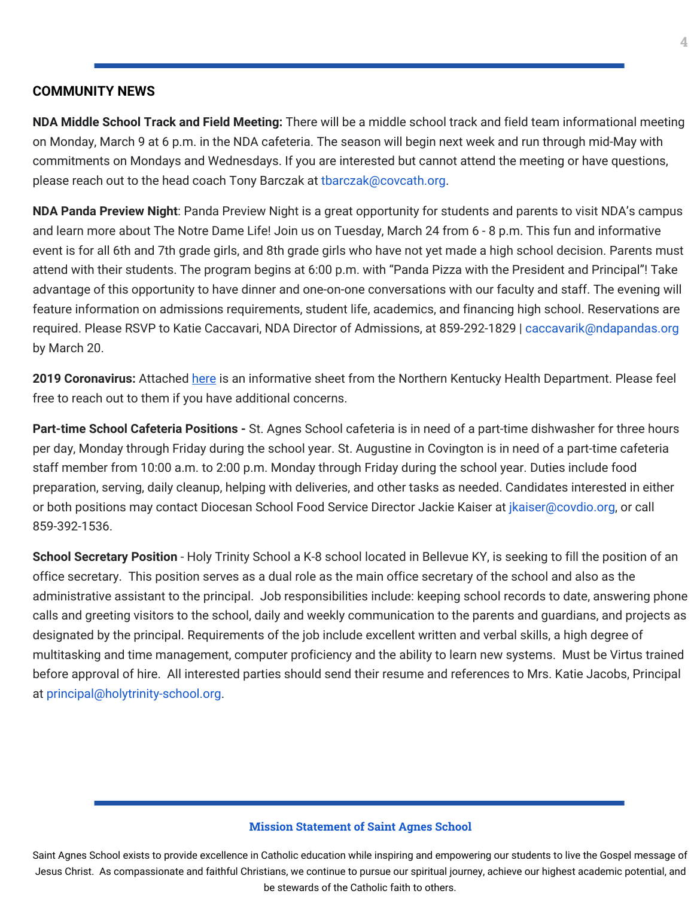## COMMUNITY NEWS

**NDA Middle School Track and Field Meeting:** There will be a middle school track and field team informational meeting on Monday, March 9 at 6 p.m. in the NDA cafeteria. The season will begin next week and run through mid-May with commitments on Mondays and Wednesdays. If you are interested but cannot attend the meeting or have questions, please reach out to the head coach Tony Barczak at tbarczak@covcath.org.

**NDA Panda Preview Night**: Panda Preview Night is a great opportunity for students and parents to visit NDA's campus and learn more about The Notre Dame Life! Join us on Tuesday, March 24 from 6 - 8 p.m. This fun and informative event is for all 6th and 7th grade girls, and 8th grade girls who have not yet made a high school decision. Parents must attend with their students. The program begins at 6:00 p.m. with "Panda Pizza with the President and Principal"! Take advantage of this opportunity to have dinner and one-on-one conversations with our faculty and staff. The evening will feature information on admissions requirements, student life, academics, and financing high school. Reservations are required. Please RSVP to Katie Caccavari, NDA Director of Admissions, at 859-292-1829 | caccavarik@ndapandas.org by March 20.

**2019 Coronavirus:** Attached here is an informative sheet from the Northern Kentucky Health Department. Please feel free to reach out to them if you have additional concerns.

**Part-time School Cafeteria Positions -** St. Agnes School cafeteria is in need of a part-time dishwasher for three hours per day, Monday through Friday during the school year. St. Augustine in Covington is in need of a part-time cafeteria staff member from 10:00 a.m. to 2:00 p.m. Monday through Friday during the school year. Duties include food preparation, serving, daily cleanup, helping with deliveries, and other tasks as needed. Candidates interested in either or both positions may contact Diocesan School Food Service Director Jackie Kaiser at jkaiser@covdio.org, or call 859-392-1536.

**School Secretary Position** - Holy Trinity School a K-8 school located in Bellevue KY, is seeking to fill the position of an office secretary. This position serves as a dual role as the main office secretary of the school and also as the administrative assistant to the principal. Job responsibilities include: keeping school records to date, answering phone calls and greeting visitors to the school, daily and weekly communication to the parents and guardians, and projects as designated by the principal. Requirements of the job include excellent written and verbal skills, a high degree of multitasking and time management, computer proficiency and the ability to learn new systems. Must be Virtus trained before approval of hire. All interested parties should send their resume and references to Mrs. Katie Jacobs, Principal at principal@holytrinity-school.org.

**Mission Statement of Saint Agnes School**

Saint Agnes School exists to provide excellence in Catholic education while inspiring and empowering our students to live the Gospel message of Jesus Christ. As compassionate and faithful Christians, we continue to pursue our spiritual journey, achieve our highest academic potential, and be stewards of the Catholic faith to others.